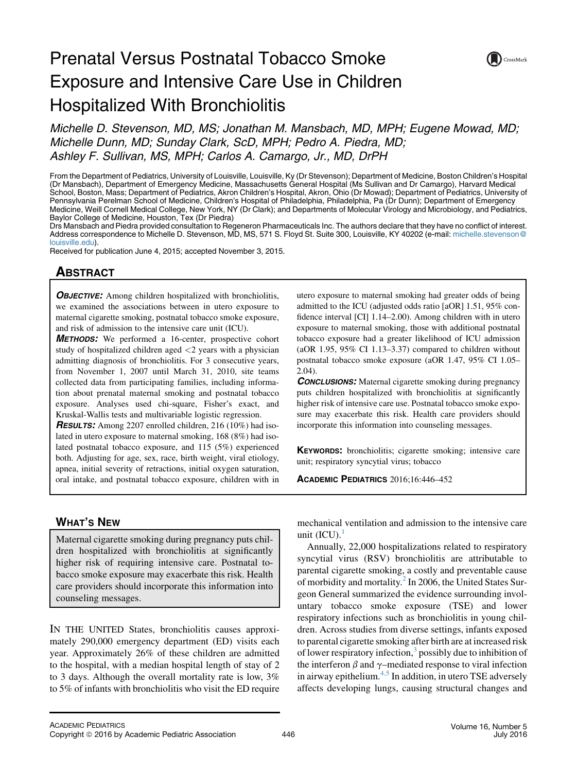# Prenatal Versus Postnatal Tobacco Smoke Exposure and Intensive Care Use in Children Hospitalized With Bronchiolitis

*Michelle D. Stevenson, MD, MS; Jonathan M. Mansbach, MD, MPH; Eugene Mowad, MD; Michelle Dunn, MD; Sunday Clark, ScD, MPH; Pedro A. Piedra, MD; Ashley F. Sullivan, MS, MPH; Carlos A. Camargo, Jr., MD, DrPH*

From the Department of Pediatrics, University of Louisville, Louisville, Ky (Dr Stevenson); Department of Medicine, Boston Children's Hospital (Dr Mansbach), Department of Emergency Medicine, Massachusetts General Hospital (Ms Sullivan and Dr Camargo), Harvard Medical School, Boston, Mass; Department of Pediatrics, Akron Children's Hospital, Akron, Ohio (Dr Mowad); Department of Pediatrics, University of Pennsylvania Perelman School of Medicine, Children's Hospital of Philadelphia, Philadelphia, Pa (Dr Dunn); Department of Emergency Medicine, Weill Cornell Medical College, New York, NY (Dr Clark); and Departments of Molecular Virology and Microbiology, and Pediatrics, Baylor College of Medicine, Houston, Tex (Dr Piedra)

Drs Mansbach and Piedra provided consultation to Regeneron Pharmaceuticals Inc. The authors declare that they have no conflict of interest.

Address correspondence to Michelle D. Stevenson, MD, MS, 571 S. Floyd St. Suite 300, Louisville, KY 40202 (e-mail: michelle.stevenson@louisville.edu).

Received for publication June 4, 2015; accepted November 3, 2015.

## Abstract

***Objective:*** Among children hospitalized with bronchiolitis, we examined the associations between in utero exposure to maternal cigarette smoking, postnatal tobacco smoke exposure, and risk of admission to the intensive care unit (ICU).

***Methods:*** We performed a 16-center, prospective cohort study of hospitalized children aged <2 years with a physician admitting diagnosis of bronchiolitis. For 3 consecutive years, from November 1, 2007 until March 31, 2010, site teams collected data from participating families, including information about prenatal maternal smoking and postnatal tobacco exposure. Analyses used chi-square, Fisher's exact, and Kruskal-Wallis tests and multivariable logistic regression.

***Results:*** Among 2207 enrolled children, 216 (10%) had isolated in utero exposure to maternal smoking, 168 (8%) had isolated postnatal tobacco exposure, and 115 (5%) experienced both. Adjusting for age, sex, race, birth weight, viral etiology, apnea, initial severity of retractions, initial oxygen saturation, oral intake, and postnatal tobacco exposure, children with in utero exposure to maternal smoking had greater odds of being admitted to the ICU (adjusted odds ratio [aOR] 1.51, 95% confidence interval [CI] 1.14–2.00). Among children with in utero exposure to maternal smoking, those with additional postnatal tobacco exposure had a greater likelihood of ICU admission (aOR 1.95, 95% CI 1.13–3.37) compared to children without postnatal tobacco smoke exposure (aOR 1.47, 95% CI 1.05–2.04).

***Conclusions:*** Maternal cigarette smoking during pregnancy puts children hospitalized with bronchiolitis at significantly higher risk of intensive care use. Postnatal tobacco smoke exposure may exacerbate this risk. Health care providers should incorporate this information into counseling messages.

**Keywords:** bronchiolitis; cigarette smoking; intensive care unit; respiratory syncytial virus; tobacco

## What's New

Maternal cigarette smoking during pregnancy puts children hospitalized with bronchiolitis at significantly higher risk of requiring intensive care. Postnatal tobacco smoke exposure may exacerbate this risk. Health care providers should incorporate this information into counseling messages.

In the United States, bronchiolitis causes approximately 290,000 emergency department (ED) visits each year. Approximately 26% of these children are admitted to the hospital, with a median hospital length of stay of 2 to 3 days. Although the overall mortality rate is low, 3% to 5% of infants with bronchiolitis who visit the ED require mechanical ventilation and admission to the intensive care unit (ICU).[1]

Annually, 22,000 hospitalizations related to respiratory syncytial virus (RSV) bronchiolitis are attributable to parental cigarette smoking, a costly and preventable cause of morbidity and mortality.[2] In 2006, the United States Surgeon General summarized the evidence surrounding involuntary tobacco smoke exposure (TSE) and lower respiratory infections such as bronchiolitis in young children. Across studies from diverse settings, infants exposed to parental cigarette smoking after birth are at increased risk of lower respiratory infection,[3] possibly due to inhibition of the interferon $\beta$ and $\gamma$–mediated response to viral infection in airway epithelium.[4,5] In addition, in utero TSE adversely affects developing lungs, causing structural changes and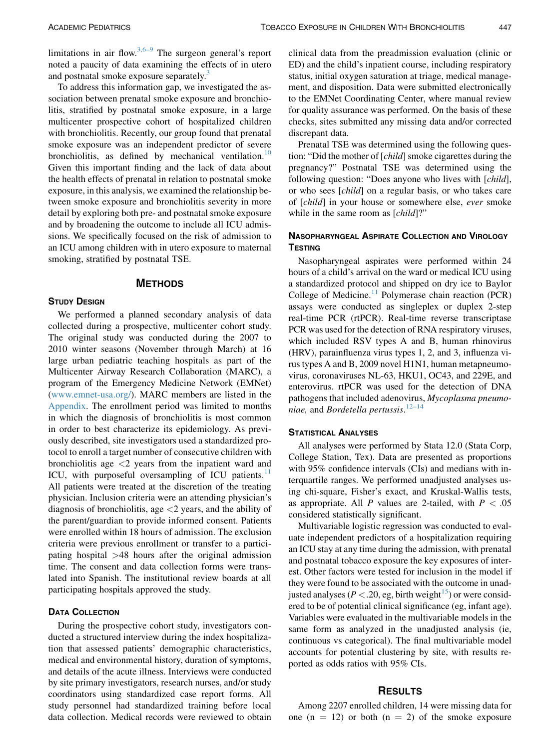limitations in air flow.[3,6–9] The surgeon general's report noted a paucity of data examining the effects of in utero and postnatal smoke exposure separately.[3]

To address this information gap, we investigated the association between prenatal smoke exposure and bronchiolitis, stratified by postnatal smoke exposure, in a large multicenter prospective cohort of hospitalized children with bronchiolitis. Recently, our group found that prenatal smoke exposure was an independent predictor of severe bronchiolitis, as defined by mechanical ventilation.[10] Given this important finding and the lack of data about the health effects of prenatal in relation to postnatal smoke exposure, in this analysis, we examined the relationship between smoke exposure and bronchiolitis severity in more detail by exploring both pre- and postnatal smoke exposure and by broadening the outcome to include all ICU admissions. We specifically focused on the risk of admission to an ICU among children with in utero exposure to maternal smoking, stratified by postnatal TSE.

## Methods

### Study Design

We performed a planned secondary analysis of data collected during a prospective, multicenter cohort study. The original study was conducted during the 2007 to 2010 winter seasons (November through March) at 16 large urban pediatric teaching hospitals as part of the Multicenter Airway Research Collaboration (MARC), a program of the Emergency Medicine Network (EMNet) (www.emnet-usa.org/). MARC members are listed in the Appendix. The enrollment period was limited to months in which the diagnosis of bronchiolitis is most common in order to best characterize its epidemiology. As previously described, site investigators used a standardized protocol to enroll a target number of consecutive children with bronchiolitis age <2 years from the inpatient ward and ICU, with purposeful oversampling of ICU patients.[11] All patients were treated at the discretion of the treating physician. Inclusion criteria were an attending physician's diagnosis of bronchiolitis, age <2 years, and the ability of the parent/guardian to provide informed consent. Patients were enrolled within 18 hours of admission. The exclusion criteria were previous enrollment or transfer to a participating hospital >48 hours after the original admission time. The consent and data collection forms were translated into Spanish. The institutional review boards at all participating hospitals approved the study.

### Data Collection

During the prospective cohort study, investigators conducted a structured interview during the index hospitalization that assessed patients' demographic characteristics, medical and environmental history, duration of symptoms, and details of the acute illness. Interviews were conducted by site primary investigators, research nurses, and/or study coordinators using standardized case report forms. All study personnel had standardized training before local data collection. Medical records were reviewed to obtain clinical data from the preadmission evaluation (clinic or ED) and the child's inpatient course, including respiratory status, initial oxygen saturation at triage, medical management, and disposition. Data were submitted electronically to the EMNet Coordinating Center, where manual review for quality assurance was performed. On the basis of these checks, sites submitted any missing data and/or corrected discrepant data.

Prenatal TSE was determined using the following question: "Did the mother of [*child*] smoke cigarettes during the pregnancy?" Postnatal TSE was determined using the following question: "Does anyone who lives with [*child*], or who sees [*child*] on a regular basis, or who takes care of [*child*] in your house or somewhere else, *ever* smoke while in the same room as [*child*]?"

### Nasopharyngeal Aspirate Collection and Virology Testing

Nasopharyngeal aspirates were performed within 24 hours of a child's arrival on the ward or medical ICU using a standardized protocol and shipped on dry ice to Baylor College of Medicine.[11] Polymerase chain reaction (PCR) assays were conducted as singleplex or duplex 2-step real-time PCR (rtPCR). Real-time reverse transcriptase PCR was used for the detection of RNA respiratory viruses, which included RSV types A and B, human rhinovirus (HRV), parainfluenza virus types 1, 2, and 3, influenza virus types A and B, 2009 novel H1N1, human metapneumovirus, coronaviruses NL-63, HKU1, OC43, and 229E, and enterovirus. rtPCR was used for the detection of DNA pathogens that included adenovirus, *Mycoplasma pneumoniae,* and *Bordetella pertussis*.[12–14]

### Statistical Analyses

All analyses were performed by Stata 12.0 (Stata Corp, College Station, Tex). Data are presented as proportions with 95% confidence intervals (CIs) and medians with interquartile ranges. We performed unadjusted analyses using chi-square, Fisher's exact, and Kruskal-Wallis tests, as appropriate. All $P$ values are 2-tailed, with $P < .05$ considered statistically significant.

Multivariable logistic regression was conducted to evaluate independent predictors of a hospitalization requiring an ICU stay at any time during the admission, with prenatal and postnatal tobacco exposure the key exposures of interest. Other factors were tested for inclusion in the model if they were found to be associated with the outcome in unadjusted analyses ($P < .20$, eg, birth weight[15]) or were considered to be of potential clinical significance (eg, infant age). Variables were evaluated in the multivariable models in the same form as analyzed in the unadjusted analysis (ie, continuous vs categorical). The final multivariable model accounts for potential clustering by site, with results reported as odds ratios with 95% CIs.

## Results

Among 2207 enrolled children, 14 were missing data for one (n = 12) or both (n = 2) of the smoke exposure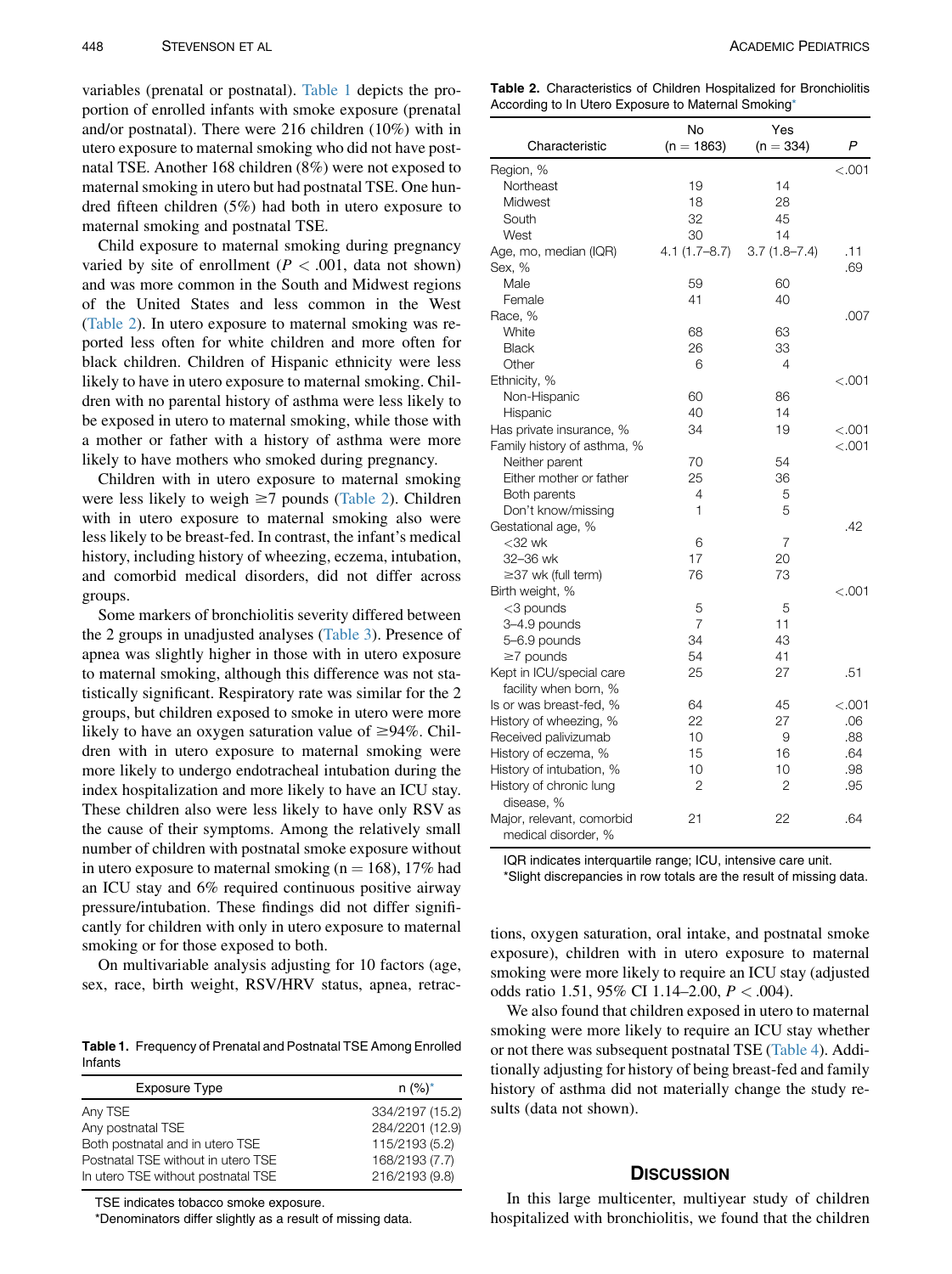variables (prenatal or postnatal). Table 1 depicts the proportion of enrolled infants with smoke exposure (prenatal and/or postnatal). There were 216 children (10%) with in utero exposure to maternal smoking who did not have postnatal TSE. Another 168 children (8%) were not exposed to maternal smoking in utero but had postnatal TSE. One hundred fifteen children (5%) had both in utero exposure to maternal smoking and postnatal TSE.

Child exposure to maternal smoking during pregnancy varied by site of enrollment ($P < .001$, data not shown) and was more common in the South and Midwest regions of the United States and less common in the West (Table 2). In utero exposure to maternal smoking was reported less often for white children and more often for black children. Children of Hispanic ethnicity were less likely to have in utero exposure to maternal smoking. Children with no parental history of asthma were less likely to be exposed in utero to maternal smoking, while those with a mother or father with a history of asthma were more likely to have mothers who smoked during pregnancy.

Children with in utero exposure to maternal smoking were less likely to weigh ≥7 pounds (Table 2). Children with in utero exposure to maternal smoking also were less likely to be breast-fed. In contrast, the infant's medical history, including history of wheezing, eczema, intubation, and comorbid medical disorders, did not differ across groups.

Some markers of bronchiolitis severity differed between the 2 groups in unadjusted analyses (Table 3). Presence of apnea was slightly higher in those with in utero exposure to maternal smoking, although this difference was not statistically significant. Respiratory rate was similar for the 2 groups, but children exposed to smoke in utero were more likely to have an oxygen saturation value of ≥94%. Children with in utero exposure to maternal smoking were more likely to undergo endotracheal intubation during the index hospitalization and more likely to have an ICU stay. These children also were less likely to have only RSV as the cause of their symptoms. Among the relatively small number of children with postnatal smoke exposure without in utero exposure to maternal smoking (n = 168), 17% had an ICU stay and 6% required continuous positive airway pressure/intubation. These findings did not differ significantly for children with only in utero exposure to maternal smoking or for those exposed to both.

On multivariable analysis adjusting for 10 factors (age, sex, race, birth weight, RSV/HRV status, apnea, retractions, oxygen saturation, oral intake, and postnatal smoke exposure), children with in utero exposure to maternal smoking were more likely to require an ICU stay (adjusted odds ratio 1.51, 95% CI 1.14–2.00, $P < .004$).

We also found that children exposed in utero to maternal smoking were more likely to require an ICU stay whether or not there was subsequent postnatal TSE (Table 4). Additionally adjusting for history of being breast-fed and family history of asthma did not materially change the study results (data not shown).

**Table 1.** Frequency of Prenatal and Postnatal TSE Among Enrolled Infants

| Exposure Type | n (%)* |
|---|---|
| Any TSE | 334/2197 (15.2) |
| Any postnatal TSE | 284/2201 (12.9) |
| Both postnatal and in utero TSE | 115/2193 (5.2) |
| Postnatal TSE without in utero TSE | 168/2193 (7.7) |
| In utero TSE without postnatal TSE | 216/2193 (9.8) |

TSE indicates tobacco smoke exposure.

*Denominators differ slightly as a result of missing data.

**Table 2.** Characteristics of Children Hospitalized for Bronchiolitis According to In Utero Exposure to Maternal Smoking*

| Characteristic | No (n = 1863) | Yes (n = 334) | P |
|---|---|---|---|
| Region, % | | | <.001 |
| Northeast | 19 | 14 | |
| Midwest | 18 | 28 | |
| South | 32 | 45 | |
| West | 30 | 14 | |
| Age, mo, median (IQR) | 4.1 (1.7–8.7) | 3.7 (1.8–7.4) | .11 |
| Sex, % | | | .69 |
| Male | 59 | 60 | |
| Female | 41 | 40 | |
| Race, % | | | .007 |
| White | 68 | 63 | |
| Black | 26 | 33 | |
| Other | 6 | 4 | |
| Ethnicity, % | | | <.001 |
| Non-Hispanic | 60 | 86 | |
| Hispanic | 40 | 14 | |
| Has private insurance, % | 34 | 19 | <.001 |
| Family history of asthma, % | | | <.001 |
| Neither parent | 70 | 54 | |
| Either mother or father | 25 | 36 | |
| Both parents | 4 | 5 | |
| Don't know/missing | 1 | 5 | |
| Gestational age, % | | | .42 |
| <32 wk | 6 | 7 | |
| 32–36 wk | 17 | 20 | |
| ≥37 wk (full term) | 76 | 73 | |
| Birth weight, % | | | <.001 |
| <3 pounds | 5 | 5 | |
| 3–4.9 pounds | 7 | 11 | |
| 5–6.9 pounds | 34 | 43 | |
| ≥7 pounds | 54 | 41 | |
| Kept in ICU/special care facility when born, % | 25 | 27 | .51 |
| Is or was breast-fed, % | 64 | 45 | <.001 |
| History of wheezing, % | 22 | 27 | .06 |
| Received palivizumab | 10 | 9 | .88 |
| History of eczema, % | 15 | 16 | .64 |
| History of intubation, % | 10 | 10 | .98 |
| History of chronic lung disease, % | 2 | 2 | .95 |
| Major, relevant, comorbid medical disorder, % | 21 | 22 | .64 |

IQR indicates interquartile range; ICU, intensive care unit.

*Slight discrepancies in row totals are the result of missing data.

## Discussion

In this large multicenter, multiyear study of children hospitalized with bronchiolitis, we found that the children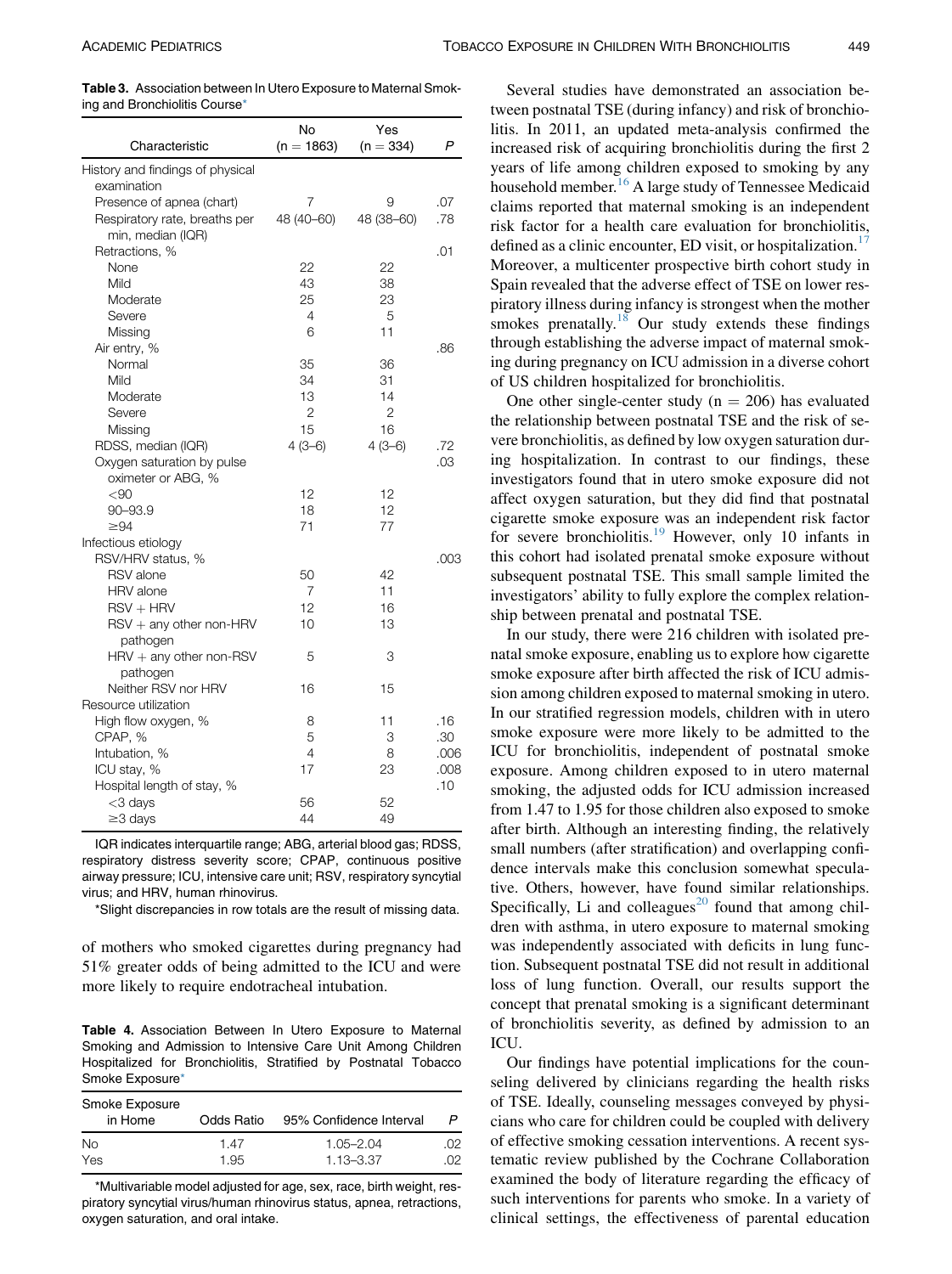**Table 3.** Association between In Utero Exposure to Maternal Smoking and Bronchiolitis Course*

| Characteristic | No (n = 1863) | Yes (n = 334) | P |
|---|---|---|---|
| History and findings of physical examination | | | |
| Presence of apnea (chart) | 7 | 9 | .07 |
| Respiratory rate, breaths per min, median (IQR) | 48 (40–60) | 48 (38–60) | .78 |
| Retractions, % | | | .01 |
| None | 22 | 22 | |
| Mild | 43 | 38 | |
| Moderate | 25 | 23 | |
| Severe | 4 | 5 | |
| Missing | 6 | 11 | |
| Air entry, % | | | .86 |
| Normal | 35 | 36 | |
| Mild | 34 | 31 | |
| Moderate | 13 | 14 | |
| Severe | 2 | 2 | |
| Missing | 15 | 16 | |
| RDSS, median (IQR) | 4 (3–6) | 4 (3–6) | .72 |
| Oxygen saturation by pulse oximeter or ABG, % | | | .03 |
| <90 | 12 | 12 | |
| 90–93.9 | 18 | 12 | |
| ≥94 | 71 | 77 | |
| Infectious etiology | | | |
| RSV/HRV status, % | | | .003 |
| RSV alone | 50 | 42 | |
| HRV alone | 7 | 11 | |
| RSV + HRV | 12 | 16 | |
| RSV + any other non-HRV pathogen | 10 | 13 | |
| HRV + any other non-RSV pathogen | 5 | 3 | |
| Neither RSV nor HRV | 16 | 15 | |
| Resource utilization | | | |
| High flow oxygen, % | 8 | 11 | .16 |
| CPAP, % | 5 | 3 | .30 |
| Intubation, % | 4 | 8 | .006 |
| ICU stay, % | 17 | 23 | .008 |
| Hospital length of stay, % | | | .10 |
| <3 days | 56 | 52 | |
| ≥3 days | 44 | 49 | |

IQR indicates interquartile range; ABG, arterial blood gas; RDSS, respiratory distress severity score; CPAP, continuous positive airway pressure; ICU, intensive care unit; RSV, respiratory syncytial virus; and HRV, human rhinovirus.

*Slight discrepancies in row totals are the result of missing data.

of mothers who smoked cigarettes during pregnancy had 51% greater odds of being admitted to the ICU and were more likely to require endotracheal intubation.

**Table 4.** Association Between In Utero Exposure to Maternal Smoking and Admission to Intensive Care Unit Among Children Hospitalized for Bronchiolitis, Stratified by Postnatal Tobacco Smoke Exposure*

| Smoke Exposure in Home | Odds Ratio | 95% Confidence Interval | P |
|---|---|---|---|
| No | 1.47 | 1.05–2.04 | .02 |
| Yes | 1.95 | 1.13–3.37 | .02 |

*Multivariable model adjusted for age, sex, race, birth weight, respiratory syncytial virus/human rhinovirus status, apnea, retractions, oxygen saturation, and oral intake.

Several studies have demonstrated an association between postnatal TSE (during infancy) and risk of bronchiolitis. In 2011, an updated meta-analysis confirmed the increased risk of acquiring bronchiolitis during the first 2 years of life among children exposed to smoking by any household member.[16] A large study of Tennessee Medicaid claims reported that maternal smoking is an independent risk factor for a health care evaluation for bronchiolitis, defined as a clinic encounter, ED visit, or hospitalization.[17] Moreover, a multicenter prospective birth cohort study in Spain revealed that the adverse effect of TSE on lower respiratory illness during infancy is strongest when the mother smokes prenatally.[18] Our study extends these findings through establishing the adverse impact of maternal smoking during pregnancy on ICU admission in a diverse cohort of US children hospitalized for bronchiolitis.

One other single-center study (n = 206) has evaluated the relationship between postnatal TSE and the risk of severe bronchiolitis, as defined by low oxygen saturation during hospitalization. In contrast to our findings, these investigators found that in utero smoke exposure did not affect oxygen saturation, but they did find that postnatal cigarette smoke exposure was an independent risk factor for severe bronchiolitis.[19] However, only 10 infants in this cohort had isolated prenatal smoke exposure without subsequent postnatal TSE. This small sample limited the investigators' ability to fully explore the complex relationship between prenatal and postnatal TSE.

In our study, there were 216 children with isolated prenatal smoke exposure, enabling us to explore how cigarette smoke exposure after birth affected the risk of ICU admission among children exposed to maternal smoking in utero. In our stratified regression models, children with in utero smoke exposure were more likely to be admitted to the ICU for bronchiolitis, independent of postnatal smoke exposure. Among children exposed to in utero maternal smoking, the adjusted odds for ICU admission increased from 1.47 to 1.95 for those children also exposed to smoke after birth. Although an interesting finding, the relatively small numbers (after stratification) and overlapping confidence intervals make this conclusion somewhat speculative. Others, however, have found similar relationships. Specifically, Li and colleagues[20] found that among children with asthma, in utero exposure to maternal smoking was independently associated with deficits in lung function. Subsequent postnatal TSE did not result in additional loss of lung function. Overall, our results support the concept that prenatal smoking is a significant determinant of bronchiolitis severity, as defined by admission to an ICU.

Our findings have potential implications for the counseling delivered by clinicians regarding the health risks of TSE. Ideally, counseling messages conveyed by physicians who care for children could be coupled with delivery of effective smoking cessation interventions. A recent systematic review published by the Cochrane Collaboration examined the body of literature regarding the efficacy of such interventions for parents who smoke. In a variety of clinical settings, the effectiveness of parental education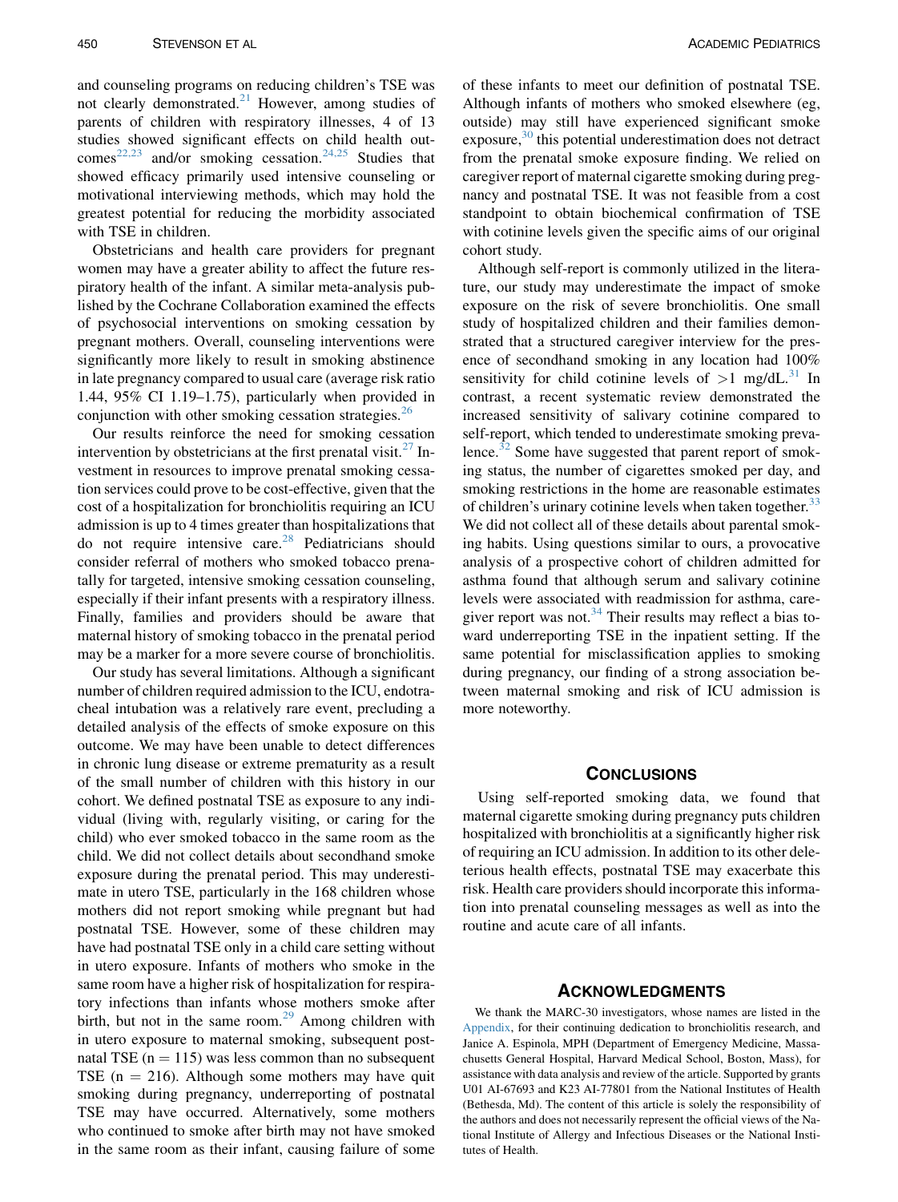and counseling programs on reducing children's TSE was not clearly demonstrated.[21] However, among studies of parents of children with respiratory illnesses, 4 of 13 studies showed significant effects on child health outcomes[22,23] and/or smoking cessation.[24,25] Studies that showed efficacy primarily used intensive counseling or motivational interviewing methods, which may hold the greatest potential for reducing the morbidity associated with TSE in children.

Obstetricians and health care providers for pregnant women may have a greater ability to affect the future respiratory health of the infant. A similar meta-analysis published by the Cochrane Collaboration examined the effects of psychosocial interventions on smoking cessation by pregnant mothers. Overall, counseling interventions were significantly more likely to result in smoking abstinence in late pregnancy compared to usual care (average risk ratio 1.44, 95% CI 1.19–1.75), particularly when provided in conjunction with other smoking cessation strategies.[26]

Our results reinforce the need for smoking cessation intervention by obstetricians at the first prenatal visit.[27] Investment in resources to improve prenatal smoking cessation services could prove to be cost-effective, given that the cost of a hospitalization for bronchiolitis requiring an ICU admission is up to 4 times greater than hospitalizations that do not require intensive care.[28] Pediatricians should consider referral of mothers who smoked tobacco prenatally for targeted, intensive smoking cessation counseling, especially if their infant presents with a respiratory illness. Finally, families and providers should be aware that maternal history of smoking tobacco in the prenatal period may be a marker for a more severe course of bronchiolitis.

Our study has several limitations. Although a significant number of children required admission to the ICU, endotracheal intubation was a relatively rare event, precluding a detailed analysis of the effects of smoke exposure on this outcome. We may have been unable to detect differences in chronic lung disease or extreme prematurity as a result of the small number of children with this history in our cohort. We defined postnatal TSE as exposure to any individual (living with, regularly visiting, or caring for the child) who ever smoked tobacco in the same room as the child. We did not collect details about secondhand smoke exposure during the prenatal period. This may underestimate in utero TSE, particularly in the 168 children whose mothers did not report smoking while pregnant but had postnatal TSE. However, some of these children may have had postnatal TSE only in a child care setting without in utero exposure. Infants of mothers who smoke in the same room have a higher risk of hospitalization for respiratory infections than infants whose mothers smoke after birth, but not in the same room.[29] Among children with in utero exposure to maternal smoking, subsequent postnatal TSE ($n = 115$) was less common than no subsequent TSE ($n = 216$). Although some mothers may have quit smoking during pregnancy, underreporting of postnatal TSE may have occurred. Alternatively, some mothers who continued to smoke after birth may not have smoked in the same room as their infant, causing failure of some of these infants to meet our definition of postnatal TSE. Although infants of mothers who smoked elsewhere (eg, outside) may still have experienced significant smoke exposure,[30] this potential underestimation does not detract from the prenatal smoke exposure finding. We relied on caregiver report of maternal cigarette smoking during pregnancy and postnatal TSE. It was not feasible from a cost standpoint to obtain biochemical confirmation of TSE with cotinine levels given the specific aims of our original cohort study.

Although self-report is commonly utilized in the literature, our study may underestimate the impact of smoke exposure on the risk of severe bronchiolitis. One small study of hospitalized children and their families demonstrated that a structured caregiver interview for the presence of secondhand smoking in any location had 100% sensitivity for child cotinine levels of $>1$ mg/dL.[31] In contrast, a recent systematic review demonstrated the increased sensitivity of salivary cotinine compared to self-report, which tended to underestimate smoking prevalence.[32] Some have suggested that parent report of smoking status, the number of cigarettes smoked per day, and smoking restrictions in the home are reasonable estimates of children's urinary cotinine levels when taken together.[33] We did not collect all of these details about parental smoking habits. Using questions similar to ours, a provocative analysis of a prospective cohort of children admitted for asthma found that although serum and salivary cotinine levels were associated with readmission for asthma, caregiver report was not.[34] Their results may reflect a bias toward underreporting TSE in the inpatient setting. If the same potential for misclassification applies to smoking during pregnancy, our finding of a strong association between maternal smoking and risk of ICU admission is more noteworthy.

## Conclusions

Using self-reported smoking data, we found that maternal cigarette smoking during pregnancy puts children hospitalized with bronchiolitis at a significantly higher risk of requiring an ICU admission. In addition to its other deleterious health effects, postnatal TSE may exacerbate this risk. Health care providers should incorporate this information into prenatal counseling messages as well as into the routine and acute care of all infants.

## Acknowledgments

We thank the MARC-30 investigators, whose names are listed in the Appendix, for their continuing dedication to bronchiolitis research, and Janice A. Espinola, MPH (Department of Emergency Medicine, Massachusetts General Hospital, Harvard Medical School, Boston, Mass), for assistance with data analysis and review of the article. Supported by grants U01 AI-67693 and K23 AI-77801 from the National Institutes of Health (Bethesda, Md). The content of this article is solely the responsibility of the authors and does not necessarily represent the official views of the National Institute of Allergy and Infectious Diseases or the National Institutes of Health.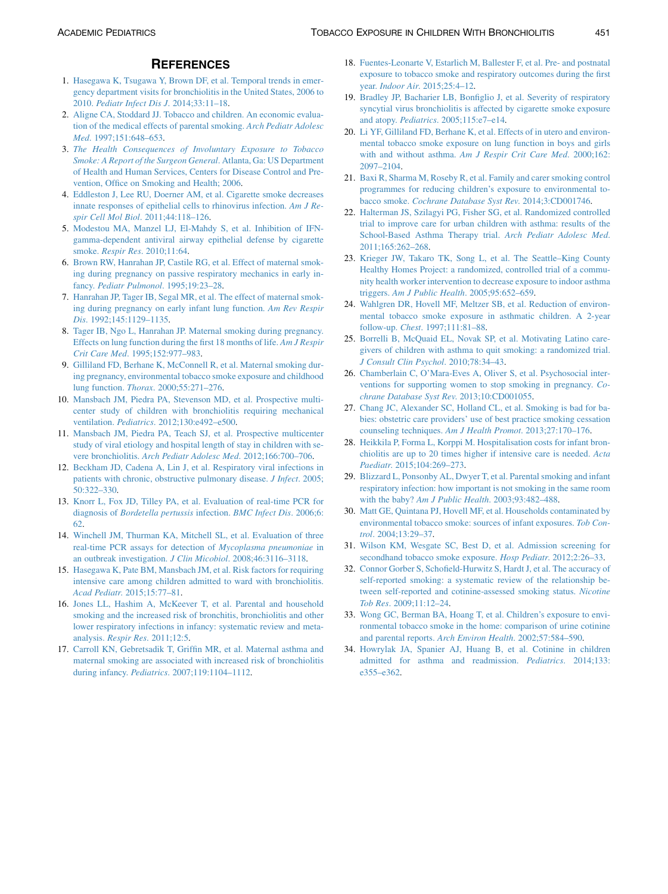## References

1. Hasegawa K, Tsugawa Y, Brown DF, et al. Temporal trends in emergency department visits for bronchiolitis in the United States, 2006 to 2010. *Pediatr Infect Dis J*. 2014;33:11–18.
2. Aligne CA, Stoddard JJ. Tobacco and children. An economic evaluation of the medical effects of parental smoking. *Arch Pediatr Adolesc Med*. 1997;151:648–653.
3. *The Health Consequences of Involuntary Exposure to Tobacco Smoke: A Report of the Surgeon General*. Atlanta, Ga: US Department of Health and Human Services, Centers for Disease Control and Prevention, Office on Smoking and Health; 2006.
4. Eddleston J, Lee RU, Doerner AM, et al. Cigarette smoke decreases innate responses of epithelial cells to rhinovirus infection. *Am J Respir Cell Mol Biol*. 2011;44:118–126.
5. Modestou MA, Manzel LJ, El-Mahdy S, et al. Inhibition of IFN-gamma-dependent antiviral airway epithelial defense by cigarette smoke. *Respir Res*. 2010;11:64.
6. Brown RW, Hanrahan JP, Castile RG, et al. Effect of maternal smoking during pregnancy on passive respiratory mechanics in early infancy. *Pediatr Pulmonol*. 1995;19:23–28.
7. Hanrahan JP, Tager IB, Segal MR, et al. The effect of maternal smoking during pregnancy on early infant lung function. *Am Rev Respir Dis*. 1992;145:1129–1135.
8. Tager IB, Ngo L, Hanrahan JP. Maternal smoking during pregnancy. Effects on lung function during the first 18 months of life. *Am J Respir Crit Care Med*. 1995;152:977–983.
9. Gilliland FD, Berhane K, McConnell R, et al. Maternal smoking during pregnancy, environmental tobacco smoke exposure and childhood lung function. *Thorax*. 2000;55:271–276.
10. Mansbach JM, Piedra PA, Stevenson MD, et al. Prospective multicenter study of children with bronchiolitis requiring mechanical ventilation. *Pediatrics*. 2012;130:e492–e500.
11. Mansbach JM, Piedra PA, Teach SJ, et al. Prospective multicenter study of viral etiology and hospital length of stay in children with severe bronchiolitis. *Arch Pediatr Adolesc Med*. 2012;166:700–706.
12. Beckham JD, Cadena A, Lin J, et al. Respiratory viral infections in patients with chronic, obstructive pulmonary disease. *J Infect*. 2005;50:322–330.
13. Knorr L, Fox JD, Tilley PA, et al. Evaluation of real-time PCR for diagnosis of *Bordetella pertussis* infection. *BMC Infect Dis*. 2006;6:62.
14. Winchell JM, Thurman KA, Mitchell SL, et al. Evaluation of three real-time PCR assays for detection of *Mycoplasma pneumoniae* in an outbreak investigation. *J Clin Micobiol*. 2008;46:3116–3118.
15. Hasegawa K, Pate BM, Mansbach JM, et al. Risk factors for requiring intensive care among children admitted to ward with bronchiolitis. *Acad Pediatr*. 2015;15:77–81.
16. Jones LL, Hashim A, McKeever T, et al. Parental and household smoking and the increased risk of bronchitis, bronchiolitis and other lower respiratory infections in infancy: systematic review and meta-analysis. *Respir Res*. 2011;12:5.
17. Carroll KN, Gebretsadik T, Griffin MR, et al. Maternal asthma and maternal smoking are associated with increased risk of bronchiolitis during infancy. *Pediatrics*. 2007;119:1104–1112.
18. Fuentes-Leonarte V, Estarlich M, Ballester F, et al. Pre- and postnatal exposure to tobacco smoke and respiratory outcomes during the first year. *Indoor Air*. 2015;25:4–12.
19. Bradley JP, Bacharier LB, Bonfiglio J, et al. Severity of respiratory syncytial virus bronchiolitis is affected by cigarette smoke exposure and atopy. *Pediatrics*. 2005;115:e7–e14.
20. Li YF, Gilliland FD, Berhane K, et al. Effects of in utero and environmental tobacco smoke exposure on lung function in boys and girls with and without asthma. *Am J Respir Crit Care Med*. 2000;162:2097–2104.
21. Baxi R, Sharma M, Roseby R, et al. Family and carer smoking control programmes for reducing children's exposure to environmental tobacco smoke. *Cochrane Database Syst Rev*. 2014;3:CD001746.
22. Halterman JS, Szilagyi PG, Fisher SG, et al. Randomized controlled trial to improve care for urban children with asthma: results of the School-Based Asthma Therapy trial. *Arch Pediatr Adolesc Med*. 2011;165:262–268.
23. Krieger JW, Takaro TK, Song L, et al. The Seattle–King County Healthy Homes Project: a randomized, controlled trial of a community health worker intervention to decrease exposure to indoor asthma triggers. *Am J Public Health*. 2005;95:652–659.
24. Wahlgren DR, Hovell MF, Meltzer SB, et al. Reduction of environmental tobacco smoke exposure in asthmatic children. A 2-year follow-up. *Chest*. 1997;111:81–88.
25. Borrelli B, McQuaid EL, Novak SP, et al. Motivating Latino caregivers of children with asthma to quit smoking: a randomized trial. *J Consult Clin Psychol*. 2010;78:34–43.
26. Chamberlain C, O'Mara-Eves A, Oliver S, et al. Psychosocial interventions for supporting women to stop smoking in pregnancy. *Cochrane Database Syst Rev*. 2013;10:CD001055.
27. Chang JC, Alexander SC, Holland CL, et al. Smoking is bad for babies: obstetric care providers' use of best practice smoking cessation counseling techniques. *Am J Health Promot*. 2013;27:170–176.
28. Heikkila P, Forma L, Korppi M. Hospitalisation costs for infant bronchiolitis are up to 20 times higher if intensive care is needed. *Acta Paediatr*. 2015;104:269–273.
29. Blizzard L, Ponsonby AL, Dwyer T, et al. Parental smoking and infant respiratory infection: how important is not smoking in the same room with the baby? *Am J Public Health*. 2003;93:482–488.
30. Matt GE, Quintana PJ, Hovell MF, et al. Households contaminated by environmental tobacco smoke: sources of infant exposures. *Tob Control*. 2004;13:29–37.
31. Wilson KM, Wesgate SC, Best D, et al. Admission screening for secondhand tobacco smoke exposure. *Hosp Pediatr*. 2012;2:26–33.
32. Connor Gorber S, Schofield-Hurwitz S, Hardt J, et al. The accuracy of self-reported smoking: a systematic review of the relationship between self-reported and cotinine-assessed smoking status. *Nicotine Tob Res*. 2009;11:12–24.
33. Wong GC, Berman BA, Hoang T, et al. Children's exposure to environmental tobacco smoke in the home: comparison of urine cotinine and parental reports. *Arch Environ Health*. 2002;57:584–590.
34. Howrylak JA, Spanier AJ, Huang B, et al. Cotinine in children admitted for asthma and readmission. *Pediatrics*. 2014;133:e355–e362.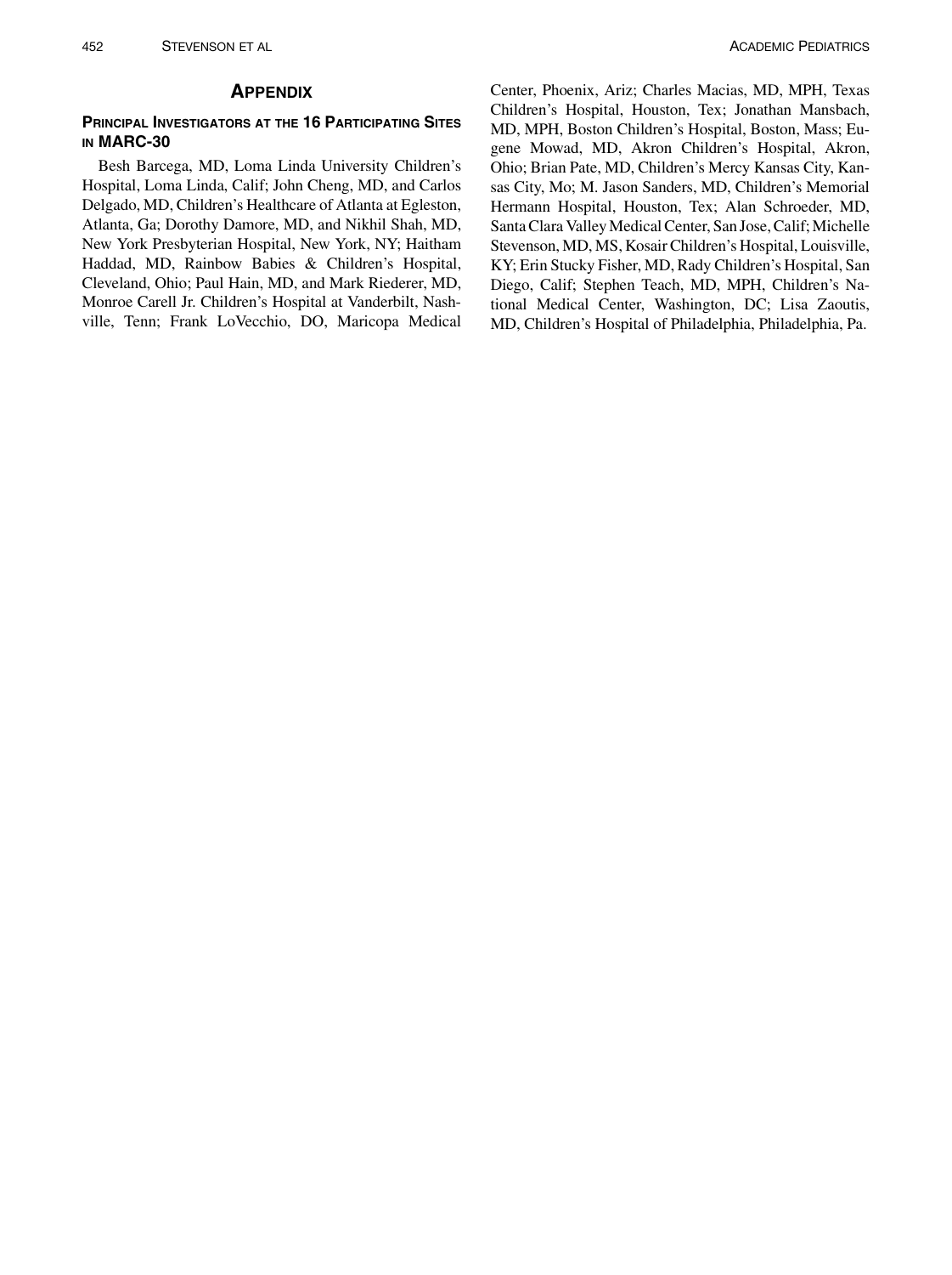## Appendix

### Principal Investigators at the 16 Participating Sites in MARC-30

Besh Barcega, MD, Loma Linda University Children's Hospital, Loma Linda, Calif; John Cheng, MD, and Carlos Delgado, MD, Children's Healthcare of Atlanta at Egleston, Atlanta, Ga; Dorothy Damore, MD, and Nikhil Shah, MD, New York Presbyterian Hospital, New York, NY; Haitham Haddad, MD, Rainbow Babies & Children's Hospital, Cleveland, Ohio; Paul Hain, MD, and Mark Riederer, MD, Monroe Carell Jr. Children's Hospital at Vanderbilt, Nashville, Tenn; Frank LoVecchio, DO, Maricopa Medical Center, Phoenix, Ariz; Charles Macias, MD, MPH, Texas Children's Hospital, Houston, Tex; Jonathan Mansbach, MD, MPH, Boston Children's Hospital, Boston, Mass; Eugene Mowad, MD, Akron Children's Hospital, Akron, Ohio; Brian Pate, MD, Children's Mercy Kansas City, Kansas City, Mo; M. Jason Sanders, MD, Children's Memorial Hermann Hospital, Houston, Tex; Alan Schroeder, MD, Santa Clara Valley Medical Center, San Jose, Calif; Michelle Stevenson, MD, MS, Kosair Children's Hospital, Louisville, KY; Erin Stucky Fisher, MD, Rady Children's Hospital, San Diego, Calif; Stephen Teach, MD, MPH, Children's National Medical Center, Washington, DC; Lisa Zaoutis, MD, Children's Hospital of Philadelphia, Philadelphia, Pa.